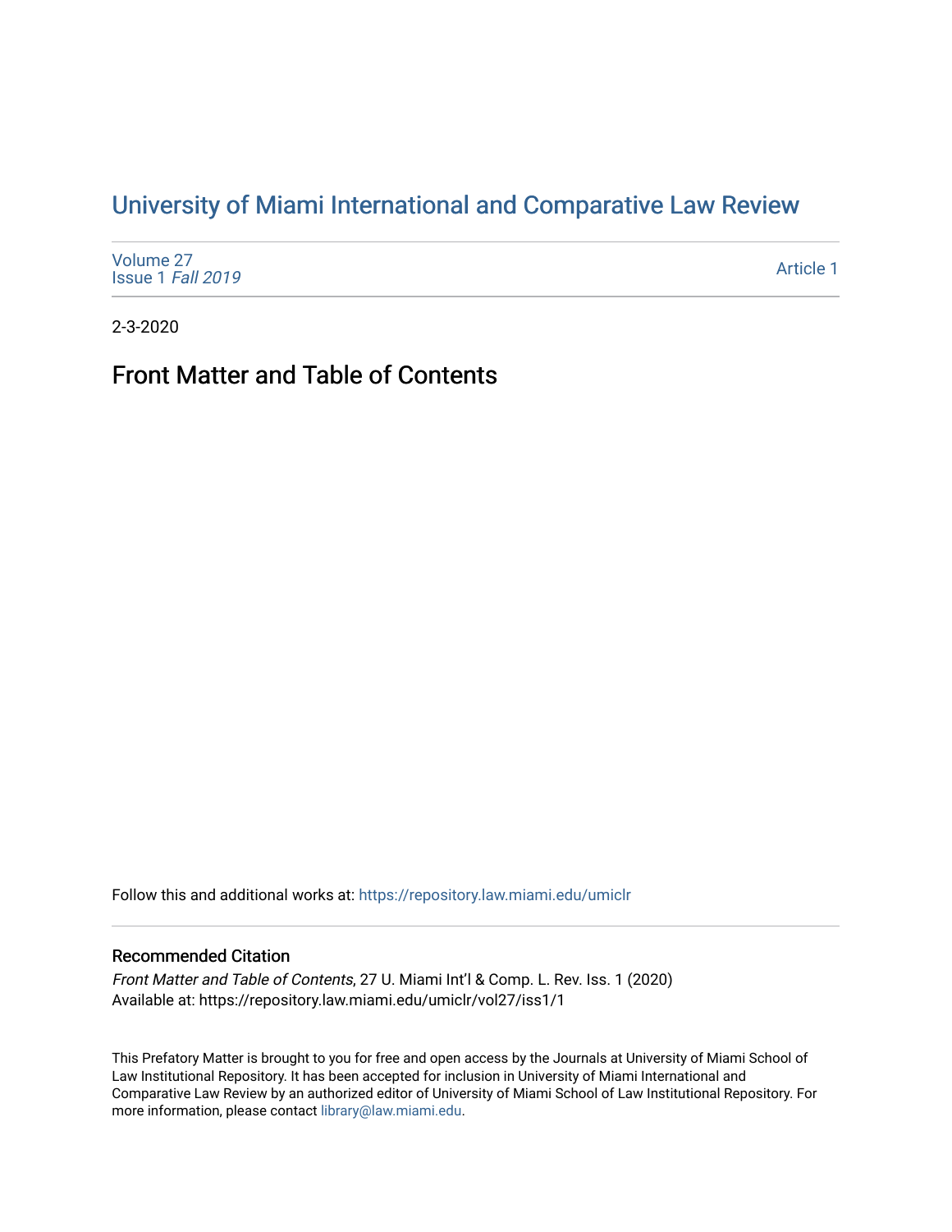# University of Miami International and Comparative Law Review

Volume 27
Issue 1 *Fall 2019*

Article 1

2-3-2020

## Front Matter and Table of Contents

Follow this and additional works at: https://repository.law.miami.edu/umiclr

### Recommended Citation

*Front Matter and Table of Contents*, 27 U. Miami Int'l & Comp. L. Rev. Iss. 1 (2020)
Available at: https://repository.law.miami.edu/umiclr/vol27/iss1/1

This Prefatory Matter is brought to you for free and open access by the Journals at University of Miami School of Law Institutional Repository. It has been accepted for inclusion in University of Miami International and Comparative Law Review by an authorized editor of University of Miami School of Law Institutional Repository. For more information, please contact library@law.miami.edu.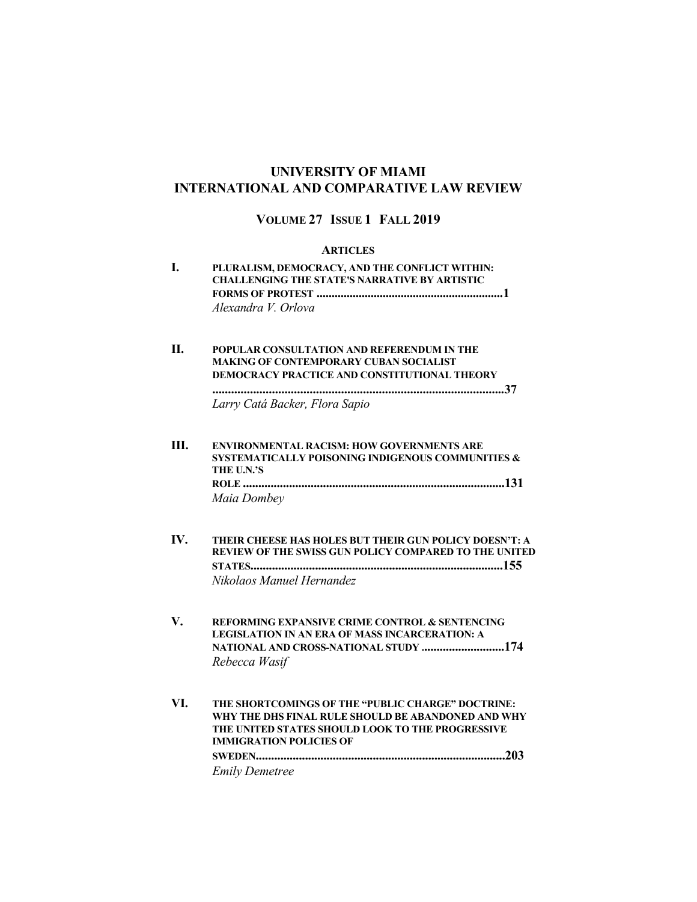# UNIVERSITY OF MIAMI INTERNATIONAL AND COMPARATIVE LAW REVIEW

## VOLUME 27 ISSUE 1 FALL 2019

### ARTICLES

**I.** **PLURALISM, DEMOCRACY, AND THE CONFLICT WITHIN: CHALLENGING THE STATE'S NARRATIVE BY ARTISTIC FORMS OF PROTEST ..............................................................1**
*Alexandra V. Orlova*

**II.** **POPULAR CONSULTATION AND REFERENDUM IN THE MAKING OF CONTEMPORARY CUBAN SOCIALIST DEMOCRACY PRACTICE AND CONSTITUTIONAL THEORY ..............................................................................................37**
*Larry Catá Backer, Flora Sapio*

**III.** **ENVIRONMENTAL RACISM: HOW GOVERNMENTS ARE SYSTEMATICALLY POISONING INDIGENOUS COMMUNITIES & THE U.N.'S ROLE .....................................................................................131**
*Maia Dombey*

**IV.** **THEIR CHEESE HAS HOLES BUT THEIR GUN POLICY DOESN'T: A REVIEW OF THE SWISS GUN POLICY COMPARED TO THE UNITED STATES..................................................................................155**
*Nikolaos Manuel Hernandez*

**V.** **REFORMING EXPANSIVE CRIME CONTROL & SENTENCING LEGISLATION IN AN ERA OF MASS INCARCERATION: A NATIONAL AND CROSS-NATIONAL STUDY ...........................174**
*Rebecca Wasif*

**VI.** **THE SHORTCOMINGS OF THE "PUBLIC CHARGE" DOCTRINE: WHY THE DHS FINAL RULE SHOULD BE ABANDONED AND WHY THE UNITED STATES SHOULD LOOK TO THE PROGRESSIVE IMMIGRATION POLICIES OF SWEDEN.................................................................................203**
*Emily Demetree*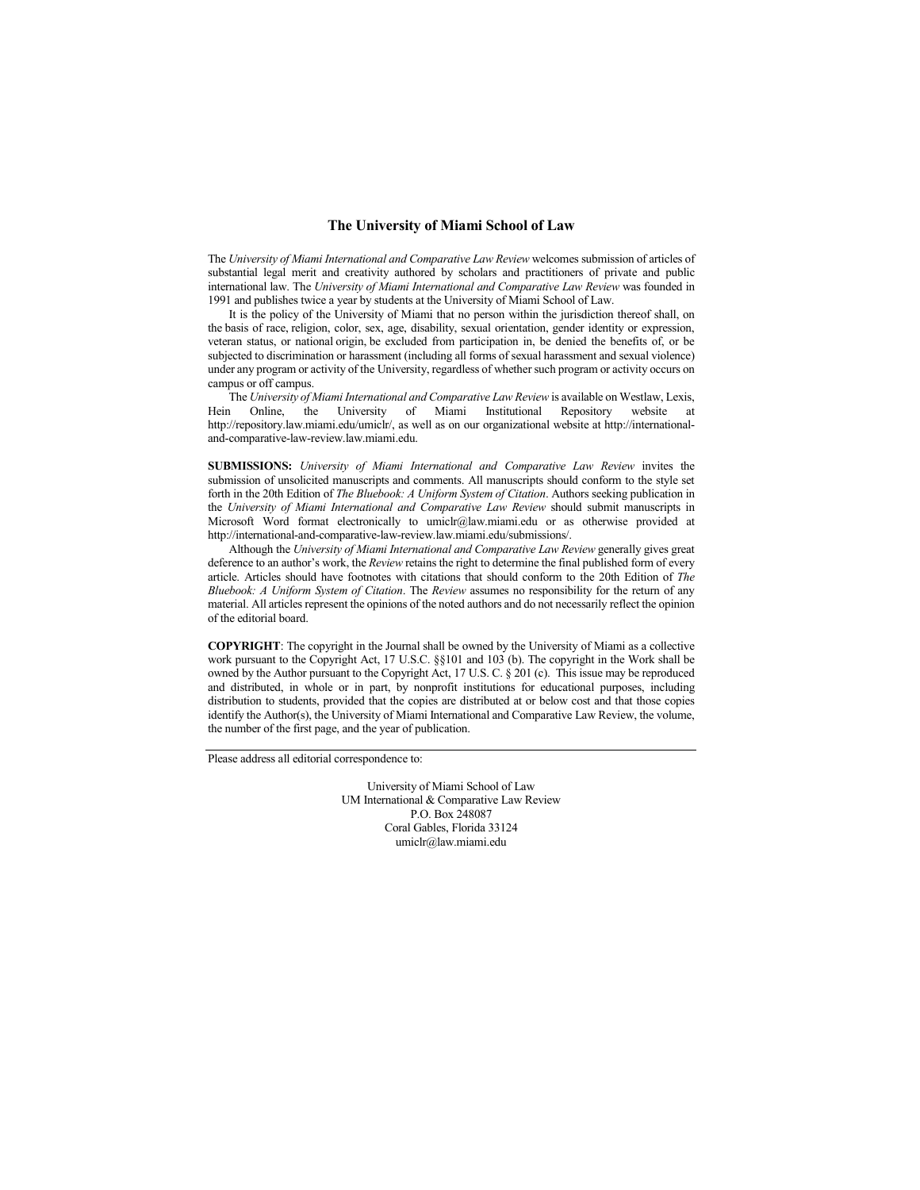## The University of Miami School of Law

The *University of Miami International and Comparative Law Review* welcomes submission of articles of substantial legal merit and creativity authored by scholars and practitioners of private and public international law. The *University of Miami International and Comparative Law Review* was founded in 1991 and publishes twice a year by students at the University of Miami School of Law.

It is the policy of the University of Miami that no person within the jurisdiction thereof shall, on the basis of race, religion, color, sex, age, disability, sexual orientation, gender identity or expression, veteran status, or national origin, be excluded from participation in, be denied the benefits of, or be subjected to discrimination or harassment (including all forms of sexual harassment and sexual violence) under any program or activity of the University, regardless of whether such program or activity occurs on campus or off campus.

The *University of Miami International and Comparative Law Review* is available on Westlaw, Lexis, Hein Online, the University of Miami Institutional Repository website at http://repository.law.miami.edu/umiclr/, as well as on our organizational website at http://international-and-comparative-law-review.law.miami.edu.

**SUBMISSIONS:** *University of Miami International and Comparative Law Review* invites the submission of unsolicited manuscripts and comments. All manuscripts should conform to the style set forth in the 20th Edition of *The Bluebook: A Uniform System of Citation*. Authors seeking publication in the *University of Miami International and Comparative Law Review* should submit manuscripts in Microsoft Word format electronically to umiclr@law.miami.edu or as otherwise provided at http://international-and-comparative-law-review.law.miami.edu/submissions/.

Although the *University of Miami International and Comparative Law Review* generally gives great deference to an author's work, the *Review* retains the right to determine the final published form of every article. Articles should have footnotes with citations that should conform to the 20th Edition of *The Bluebook: A Uniform System of Citation*. The *Review* assumes no responsibility for the return of any material. All articles represent the opinions of the noted authors and do not necessarily reflect the opinion of the editorial board.

**COPYRIGHT**: The copyright in the Journal shall be owned by the University of Miami as a collective work pursuant to the Copyright Act, 17 U.S.C. §§101 and 103 (b). The copyright in the Work shall be owned by the Author pursuant to the Copyright Act, 17 U.S. C. § 201 (c). This issue may be reproduced and distributed, in whole or in part, by nonprofit institutions for educational purposes, including distribution to students, provided that the copies are distributed at or below cost and that those copies identify the Author(s), the University of Miami International and Comparative Law Review, the volume, the number of the first page, and the year of publication.

---

Please address all editorial correspondence to:

University of Miami School of Law
UM International & Comparative Law Review
P.O. Box 248087
Coral Gables, Florida 33124
umiclr@law.miami.edu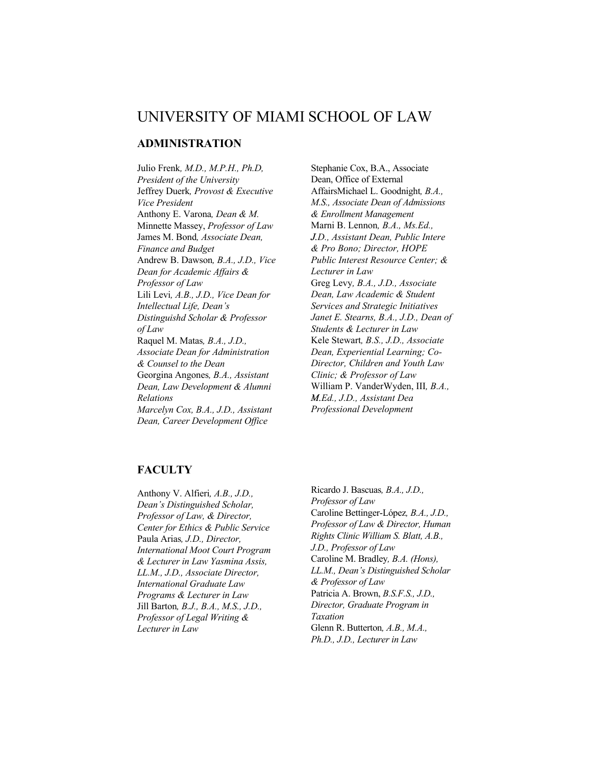# UNIVERSITY OF MIAMI SCHOOL OF LAW

## ADMINISTRATION

Julio Frenk*, M.D., M.P.H., Ph.D, President of the University*
Jeffrey Duerk*, Provost & Executive Vice President*
Anthony E. Varona*, Dean & M.* Minnette Massey, *Professor of Law*
James M. Bond*, Associate Dean, Finance and Budget*
Andrew B. Dawson*, B.A., J.D., Vice Dean for Academic Affairs & Professor of Law*
Lili Levi*, A.B., J.D., Vice Dean for Intellectual Life, Dean's Distinguishd Scholar & Professor of Law*
Raquel M. Matas*, B.A., J.D., Associate Dean for Administration & Counsel to the Dean*
Georgina Angones*, B.A., Assistant Dean, Law Development & Alumni Relations*
*Marcelyn Cox, B.A., J.D., Assistant Dean, Career Development Office*
Stephanie Cox, B.A., Associate Dean, Office of External AffairsMichael L. Goodnight*, B.A., M.S., Associate Dean of Admissions & Enrollment Management*
Marni B. Lennon*, B.A., Ms.Ed., J.D., Assistant Dean, Public Intere & Pro Bono; Director, HOPE Public Interest Resource Center; & Lecturer in Law*
Greg Levy*, B.A., J.D., Associate Dean, Law Academic & Student Services and Strategic Initiatives*
*Janet E. Stearns, B.A., J.D., Dean of Students & Lecturer in Law*
Kele Stewart*, B.S., J.D., Associate Dean, Experiential Learning; Co-Director, Children and Youth Law Clinic; & Professor of Law*
William P. VanderWyden, III*, B.A., M.Ed., J.D., Assistant Dea Professional Development*

## FACULTY

Anthony V. Alfieri*, A.B., J.D., Dean's Distinguished Scholar, Professor of Law, & Director, Center for Ethics & Public Service*
Paula Arias*, J.D., Director, International Moot Court Program & Lecturer in Law Yasmina Assis, LL.M., J.D., Associate Director, International Graduate Law Programs & Lecturer in Law*
Jill Barton*, B.J., B.A., M.S., J.D., Professor of Legal Writing & Lecturer in Law*
Ricardo J. Bascuas*, B.A., J.D., Professor of Law*
Caroline Bettinger-López*, B.A., J.D., Professor of Law & Director, Human Rights Clinic William S. Blatt, A.B., J.D., Professor of Law*
Caroline M. Bradley*, B.A. (Hons), LL.M., Dean's Distinguished Scholar & Professor of Law*
Patricia A. Brown, *B.S.F.S., J.D., Director, Graduate Program in Taxation*
Glenn R. Butterton*, A.B., M.A., Ph.D., J.D., Lecturer in Law*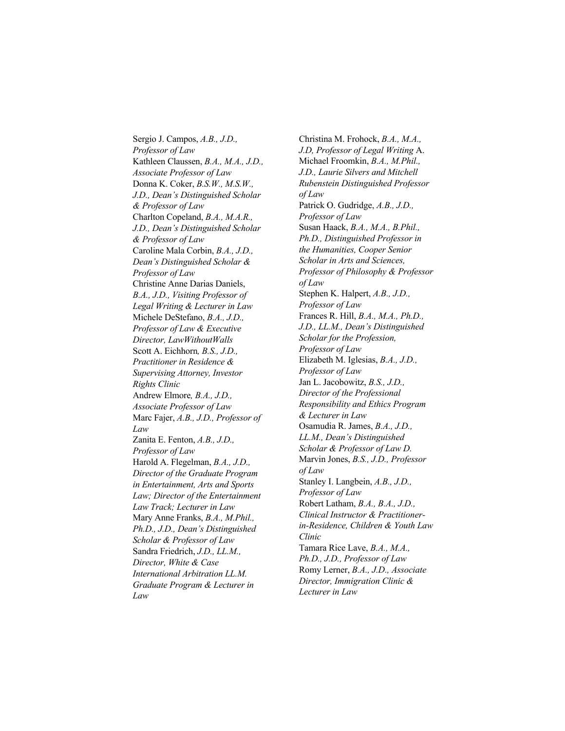Sergio J. Campos, *A.B., J.D., Professor of Law*
Kathleen Claussen, *B.A., M.A., J.D., Associate Professor of Law*
Donna K. Coker, *B.S.W., M.S.W., J.D., Dean's Distinguished Scholar & Professor of Law*
Charlton Copeland, *B.A., M.A.R., J.D., Dean's Distinguished Scholar & Professor of Law*
Caroline Mala Corbin, *B.A., J.D., Dean's Distinguished Scholar & Professor of Law*
Christine Anne Darias Daniels, *B.A., J.D., Visiting Professor of Legal Writing & Lecturer in Law*
Michele DeStefano, *B.A., J.D., Professor of Law & Executive Director, LawWithoutWalls*
Scott A. Eichhorn*, B.S., J.D., Practitioner in Residence & Supervising Attorney, Investor Rights Clinic*
Andrew Elmore*, B.A., J.D., Associate Professor of Law*
Marc Fajer, *A.B., J.D., Professor of Law*
Zanita E. Fenton, *A.B., J.D., Professor of Law*
Harold A. Flegelman, *B.A., J.D., Director of the Graduate Program in Entertainment, Arts and Sports Law; Director of the Entertainment Law Track; Lecturer in Law*
Mary Anne Franks, *B.A., M.Phil., Ph.D., J.D., Dean's Distinguished Scholar & Professor of Law*
Sandra Friedrich, *J.D., LL.M., Director, White & Case International Arbitration LL.M. Graduate Program & Lecturer in Law*
Christina M. Frohock, *B.A., M.A., J.D, Professor of Legal Writing*
A. Michael Froomkin, *B.A., M.Phil., J.D., Laurie Silvers and Mitchell Rubenstein Distinguished Professor of Law*
Patrick O. Gudridge, *A.B., J.D., Professor of Law*
Susan Haack, *B.A., M.A., B.Phil., Ph.D., Distinguished Professor in the Humanities, Cooper Senior Scholar in Arts and Sciences, Professor of Philosophy & Professor of Law*
Stephen K. Halpert, *A.B., J.D., Professor of Law*
Frances R. Hill, *B.A., M.A., Ph.D., J.D., LL.M., Dean's Distinguished Scholar for the Profession, Professor of Law*
Elizabeth M. Iglesias, *B.A., J.D., Professor of Law*
Jan L. Jacobowitz, *B.S., J.D., Director of the Professional Responsibility and Ethics Program & Lecturer in Law*
Osamudia R. James, *B.A., J.D., LL.M., Dean's Distinguished Scholar & Professor of Law*
D. Marvin Jones, *B.S., J.D., Professor of Law*
Stanley I. Langbein, *A.B., J.D., Professor of Law*
Robert Latham, *B.A., B.A., J.D., Clinical Instructor & Practitioner-in-Residence, Children & Youth Law Clinic*
Tamara Rice Lave, *B.A., M.A., Ph.D., J.D., Professor of Law*
Romy Lerner, *B.A., J.D., Associate Director, Immigration Clinic & Lecturer in Law*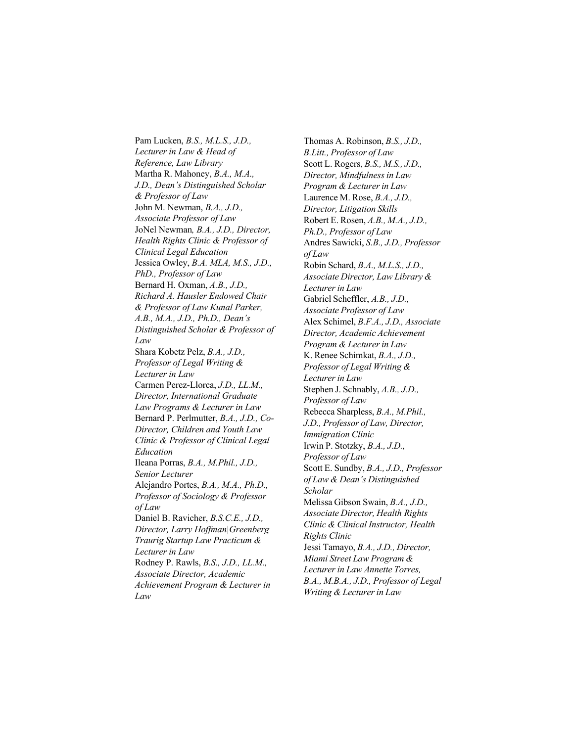Pam Lucken, *B.S., M.L.S., J.D., Lecturer in Law & Head of Reference, Law Library*
Martha R. Mahoney, *B.A., M.A., J.D., Dean's Distinguished Scholar & Professor of Law*
John M. Newman, *B.A., J.D., Associate Professor of Law*
JoNel Newman*, B.A., J.D., Director, Health Rights Clinic & Professor of Clinical Legal Education*
Jessica Owley, *B.A. MLA, M.S., J.D., PhD., Professor of Law*
Bernard H. Oxman, *A.B., J.D., Richard A. Hausler Endowed Chair & Professor of Law Kunal Parker, A.B., M.A., J.D., Ph.D., Dean's Distinguished Scholar & Professor of Law*
Shara Kobetz Pelz, *B.A., J.D., Professor of Legal Writing & Lecturer in Law*
Carmen Perez-Llorca, *J.D., LL.M., Director, International Graduate Law Programs & Lecturer in Law*
Bernard P. Perlmutter, *B.A., J.D., Co-Director, Children and Youth Law Clinic & Professor of Clinical Legal Education*
Ileana Porras, *B.A., M.Phil., J.D., Senior Lecturer*
Alejandro Portes, *B.A., M.A., Ph.D., Professor of Sociology & Professor of Law*
Daniel B. Ravicher, *B.S.C.E., J.D., Director, Larry Hoffman|Greenberg Traurig Startup Law Practicum & Lecturer in Law*
Rodney P. Rawls, *B.S., J.D., LL.M., Associate Director, Academic Achievement Program & Lecturer in Law*
Thomas A. Robinson, *B.S., J.D., B.Litt., Professor of Law*
Scott L. Rogers, *B.S., M.S., J.D., Director, Mindfulness in Law Program & Lecturer in Law*
Laurence M. Rose, *B.A., J.D., Director, Litigation Skills*
Robert E. Rosen, *A.B., M.A., J.D., Ph.D., Professor of Law*
Andres Sawicki, *S.B., J.D., Professor of Law*
Robin Schard, *B.A., M.L.S., J.D., Associate Director, Law Library & Lecturer in Law*
Gabriel Scheffler, *A.B., J.D., Associate Professor of Law*
Alex Schimel, *B.F.A., J.D., Associate Director, Academic Achievement Program & Lecturer in Law*
K. Renee Schimkat, *B.A., J.D., Professor of Legal Writing & Lecturer in Law*
Stephen J. Schnably, *A.B., J.D., Professor of Law*
Rebecca Sharpless, *B.A., M.Phil., J.D., Professor of Law, Director, Immigration Clinic*
Irwin P. Stotzky, *B.A., J.D., Professor of Law*
Scott E. Sundby, *B.A., J.D., Professor of Law & Dean's Distinguished Scholar*
Melissa Gibson Swain, *B.A., J.D., Associate Director, Health Rights Clinic & Clinical Instructor, Health Rights Clinic*
Jessi Tamayo, *B.A., J.D., Director, Miami Street Law Program & Lecturer in Law Annette Torres, B.A., M.B.A., J.D., Professor of Legal Writing & Lecturer in Law*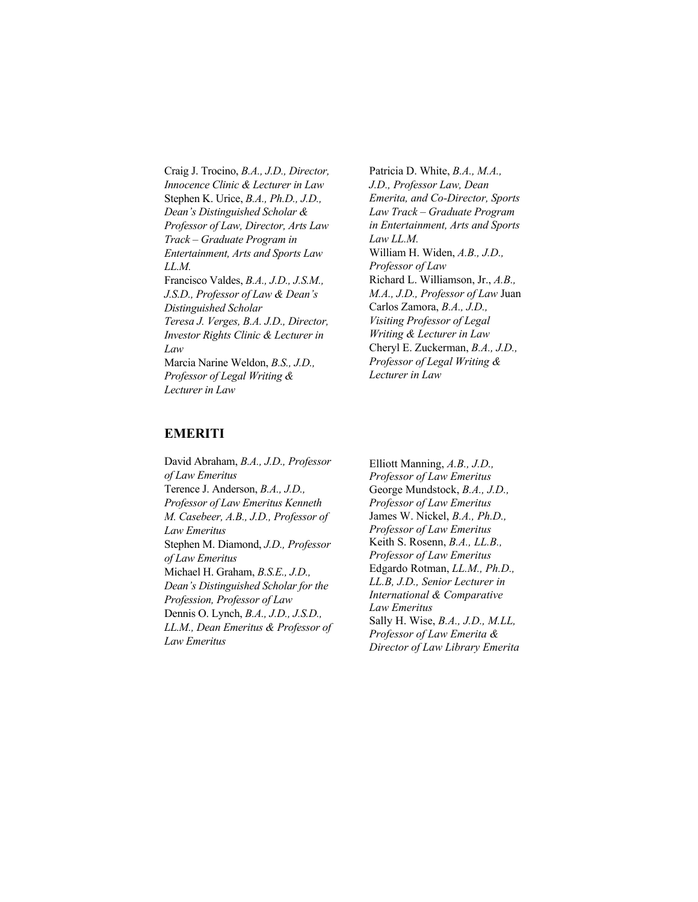Craig J. Trocino, *B.A., J.D., Director, Innocence Clinic & Lecturer in Law*
Stephen K. Urice, *B.A., Ph.D., J.D., Dean's Distinguished Scholar & Professor of Law, Director, Arts Law Track – Graduate Program in Entertainment, Arts and Sports Law LL.M.*
Francisco Valdes, *B.A., J.D., J.S.M., J.S.D., Professor of Law & Dean's Distinguished Scholar*
*Teresa J. Verges, B.A. J.D., Director, Investor Rights Clinic & Lecturer in Law*
Marcia Narine Weldon, *B.S., J.D., Professor of Legal Writing & Lecturer in Law*
Patricia D. White, *B.A., M.A., J.D., Professor Law, Dean Emerita, and Co-Director, Sports Law Track – Graduate Program in Entertainment, Arts and Sports Law LL.M.*
William H. Widen, *A.B., J.D., Professor of Law*
Richard L. Williamson, Jr., *A.B., M.A., J.D., Professor of Law*
Juan Carlos Zamora, *B.A., J.D., Visiting Professor of Legal Writing & Lecturer in Law*
Cheryl E. Zuckerman, *B.A., J.D., Professor of Legal Writing & Lecturer in Law*

## EMERITI

David Abraham, *B.A., J.D., Professor of Law Emeritus*
Terence J. Anderson, *B.A., J.D., Professor of Law Emeritus*
Kenneth M. Casebeer, *A.B., J.D., Professor of Law Emeritus*
Stephen M. Diamond, *J.D., Professor of Law Emeritus*
Michael H. Graham, *B.S.E., J.D., Dean's Distinguished Scholar for the Profession, Professor of Law*
Dennis O. Lynch, *B.A., J.D., J.S.D., LL.M., Dean Emeritus & Professor of Law Emeritus*
Elliott Manning, *A.B., J.D., Professor of Law Emeritus*
George Mundstock, *B.A., J.D., Professor of Law Emeritus*
James W. Nickel, *B.A., Ph.D., Professor of Law Emeritus*
Keith S. Rosenn, *B.A., LL.B., Professor of Law Emeritus*
Edgardo Rotman, *LL.M., Ph.D., LL.B, J.D., Senior Lecturer in International & Comparative Law Emeritus*
Sally H. Wise, *B.A., J.D., M.LL, Professor of Law Emerita & Director of Law Library Emerita*